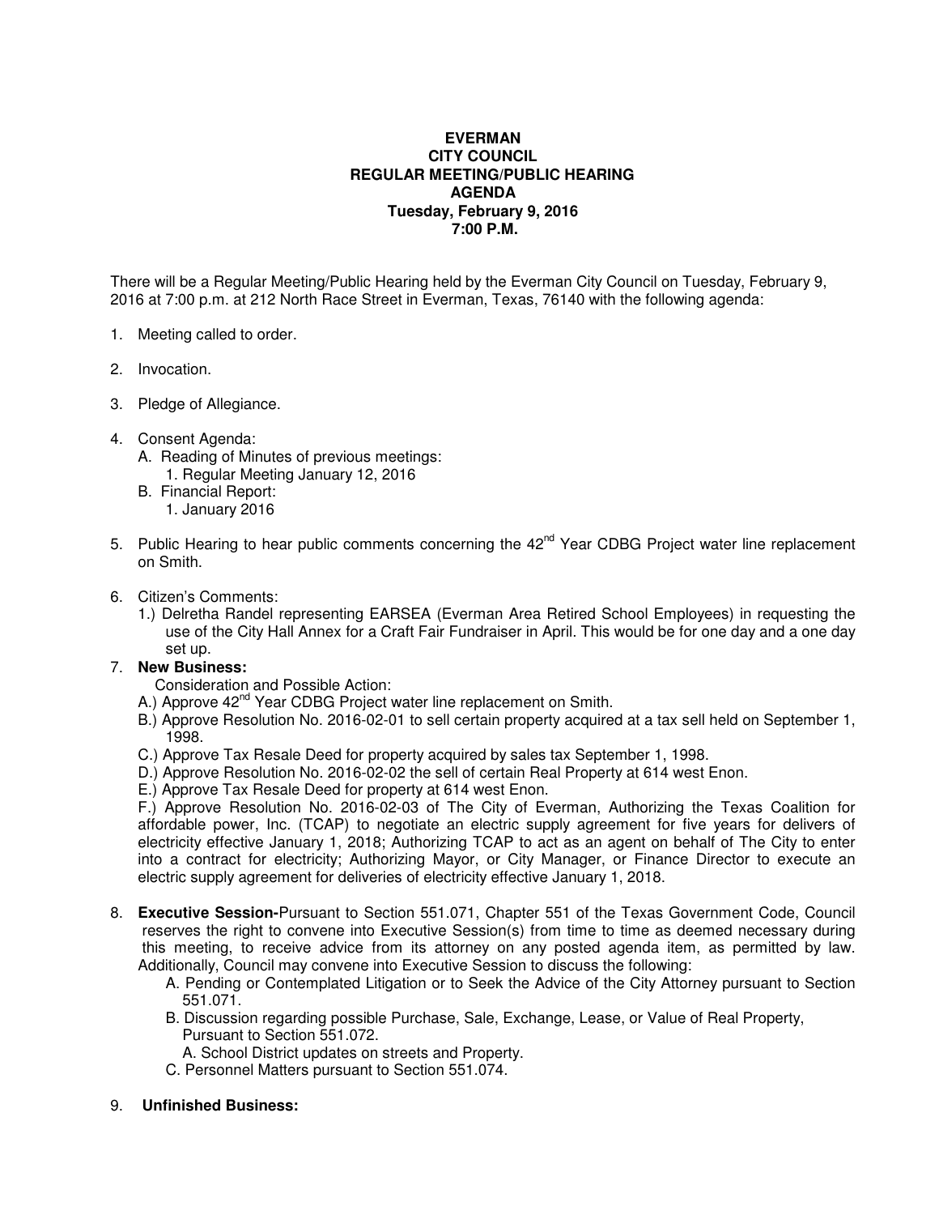**EVERMAN**
**CITY COUNCIL**
**REGULAR MEETING/PUBLIC HEARING**
**AGENDA**
**Tuesday, February 9, 2016**
**7:00 P.M.**

There will be a Regular Meeting/Public Hearing held by the Everman City Council on Tuesday, February 9, 2016 at 7:00 p.m. at 212 North Race Street in Everman, Texas, 76140 with the following agenda:

1. Meeting called to order.

2. Invocation.

3. Pledge of Allegiance.

4. Consent Agenda:
   A. Reading of Minutes of previous meetings:
      1. Regular Meeting January 12, 2016
   B. Financial Report:
      1. January 2016

5. Public Hearing to hear public comments concerning the 42nd Year CDBG Project water line replacement on Smith.

6. Citizen's Comments:
   1.) Delretha Randel representing EARSEA (Everman Area Retired School Employees) in requesting the use of the City Hall Annex for a Craft Fair Fundraiser in April. This would be for one day and a one day set up.

7. **New Business:**
   Consideration and Possible Action:
   A.) Approve 42nd Year CDBG Project water line replacement on Smith.
   B.) Approve Resolution No. 2016-02-01 to sell certain property acquired at a tax sell held on September 1, 1998.
   C.) Approve Tax Resale Deed for property acquired by sales tax September 1, 1998.
   D.) Approve Resolution No. 2016-02-02 the sell of certain Real Property at 614 west Enon.
   E.) Approve Tax Resale Deed for property at 614 west Enon.
   F.) Approve Resolution No. 2016-02-03 of The City of Everman, Authorizing the Texas Coalition for affordable power, Inc. (TCAP) to negotiate an electric supply agreement for five years for delivers of electricity effective January 1, 2018; Authorizing TCAP to act as an agent on behalf of The City to enter into a contract for electricity; Authorizing Mayor, or City Manager, or Finance Director to execute an electric supply agreement for deliveries of electricity effective January 1, 2018.

8. **Executive Session-**Pursuant to Section 551.071, Chapter 551 of the Texas Government Code, Council reserves the right to convene into Executive Session(s) from time to time as deemed necessary during this meeting, to receive advice from its attorney on any posted agenda item, as permitted by law. Additionally, Council may convene into Executive Session to discuss the following:
   A. Pending or Contemplated Litigation or to Seek the Advice of the City Attorney pursuant to Section 551.071.
   B. Discussion regarding possible Purchase, Sale, Exchange, Lease, or Value of Real Property, Pursuant to Section 551.072.
      A. School District updates on streets and Property.
   C. Personnel Matters pursuant to Section 551.074.

9. **Unfinished Business:**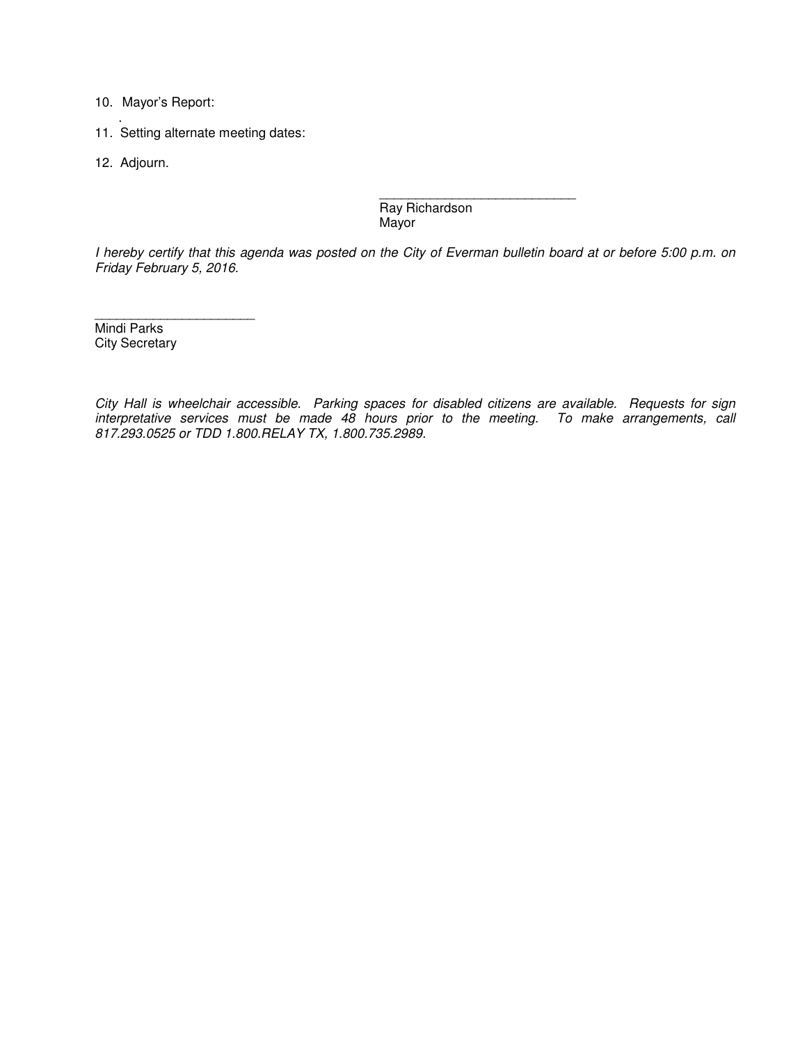10. Mayor's Report:

11. Setting alternate meeting dates:

12. Adjourn.

\_\_\_\_\_\_\_\_\_\_\_\_\_\_\_\_\_\_\_\_\_\_\_\_\_\_\_\_
Ray Richardson
Mayor

*I hereby certify that this agenda was posted on the City of Everman bulletin board at or before 5:00 p.m. on Friday February 5, 2016.*

\_\_\_\_\_\_\_\_\_\_\_\_\_\_\_\_\_\_\_\_\_\_\_
Mindi Parks
City Secretary

*City Hall is wheelchair accessible. Parking spaces for disabled citizens are available. Requests for sign interpretative services must be made 48 hours prior to the meeting. To make arrangements, call 817.293.0525 or TDD 1.800.RELAY TX, 1.800.735.2989.*